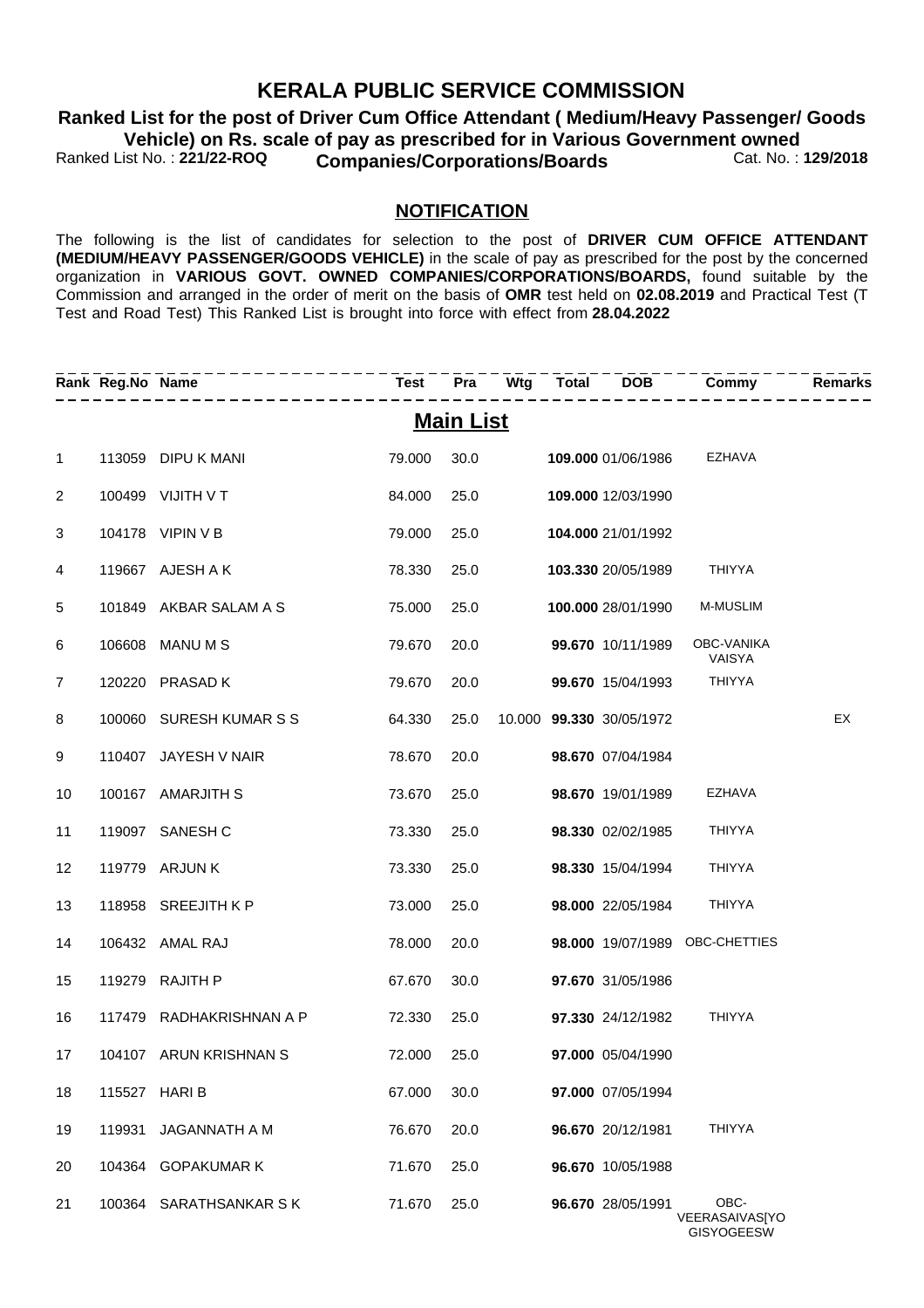# KERALA PUBLIC SERVICE COMMISSION

## Ranked List for the post of Driver Cum Office Attendant ( Medium/Heavy Passenger/ Goods Vehicle) on Rs. scale of pay as prescribed for in Various Government owned Companies/Corporations/Boards

Ranked List No. : **221/22-ROQ** Cat. No. : **129/2018**

### NOTIFICATION

The following is the list of candidates for selection to the post of **DRIVER CUM OFFICE ATTENDANT (MEDIUM/HEAVY PASSENGER/GOODS VEHICLE)** in the scale of pay as prescribed for the post by the concerned organization in **VARIOUS GOVT. OWNED COMPANIES/CORPORATIONS/BOARDS,** found suitable by the Commission and arranged in the order of merit on the basis of **OMR** test held on **02.08.2019** and Practical Test (T Test and Road Test) This Ranked List is brought into force with effect from **28.04.2022**

## Main List

| Rank | Reg.No | Name | Test | Pra | Wtg | Total | DOB | Commy | Remarks |
|---|---|---|---|---|---|---|---|---|---|
| 1 | 113059 | DIPU K MANI | 79.000 | 30.0 | | **109.000** | 01/06/1986 | EZHAVA | |
| 2 | 100499 | VIJITH V T | 84.000 | 25.0 | | **109.000** | 12/03/1990 | | |
| 3 | 104178 | VIPIN V B | 79.000 | 25.0 | | **104.000** | 21/01/1992 | | |
| 4 | 119667 | AJESH A K | 78.330 | 25.0 | | **103.330** | 20/05/1989 | THIYYA | |
| 5 | 101849 | AKBAR SALAM A S | 75.000 | 25.0 | | **100.000** | 28/01/1990 | M-MUSLIM | |
| 6 | 106608 | MANU M S | 79.670 | 20.0 | | **99.670** | 10/11/1989 | OBC-VANIKA VAISYA | |
| 7 | 120220 | PRASAD K | 79.670 | 20.0 | | **99.670** | 15/04/1993 | THIYYA | |
| 8 | 100060 | SURESH KUMAR S S | 64.330 | 25.0 | 10.000 | **99.330** | 30/05/1972 | | EX |
| 9 | 110407 | JAYESH V NAIR | 78.670 | 20.0 | | **98.670** | 07/04/1984 | | |
| 10 | 100167 | AMARJITH S | 73.670 | 25.0 | | **98.670** | 19/01/1989 | EZHAVA | |
| 11 | 119097 | SANESH C | 73.330 | 25.0 | | **98.330** | 02/02/1985 | THIYYA | |
| 12 | 119779 | ARJUN K | 73.330 | 25.0 | | **98.330** | 15/04/1994 | THIYYA | |
| 13 | 118958 | SREEJITH K P | 73.000 | 25.0 | | **98.000** | 22/05/1984 | THIYYA | |
| 14 | 106432 | AMAL RAJ | 78.000 | 20.0 | | **98.000** | 19/07/1989 | OBC-CHETTIES | |
| 15 | 119279 | RAJITH P | 67.670 | 30.0 | | **97.670** | 31/05/1986 | | |
| 16 | 117479 | RADHAKRISHNAN A P | 72.330 | 25.0 | | **97.330** | 24/12/1982 | THIYYA | |
| 17 | 104107 | ARUN KRISHNAN S | 72.000 | 25.0 | | **97.000** | 05/04/1990 | | |
| 18 | 115527 | HARI B | 67.000 | 30.0 | | **97.000** | 07/05/1994 | | |
| 19 | 119931 | JAGANNATH A M | 76.670 | 20.0 | | **96.670** | 20/12/1981 | THIYYA | |
| 20 | 104364 | GOPAKUMAR K | 71.670 | 25.0 | | **96.670** | 10/05/1988 | | |
| 21 | 100364 | SARATHSANKAR S K | 71.670 | 25.0 | | **96.670** | 28/05/1991 | OBC-VEERASAIVAS[YOGISYOGEESW | |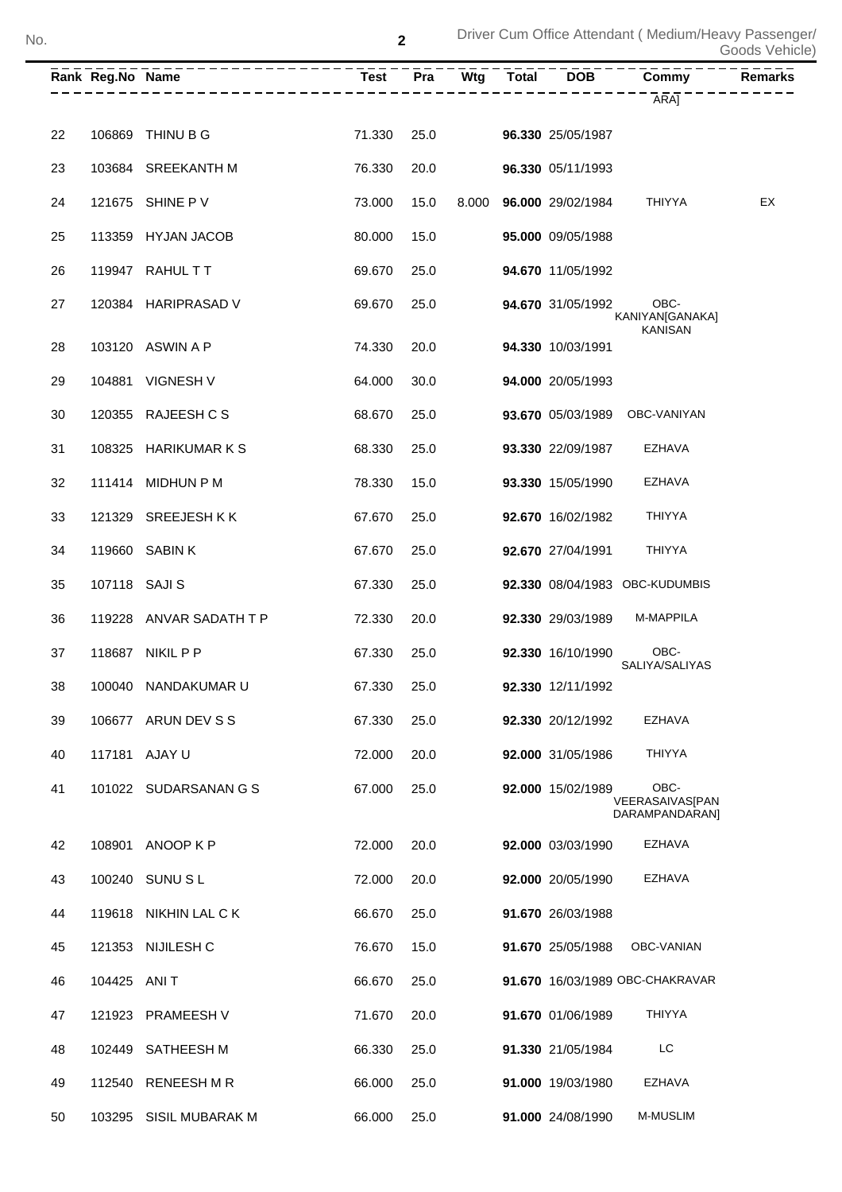| Rank | Reg.No | Name | Test | Pra | Wtg | Total | DOB | Commy | Remarks |
|---|---|---|---|---|---|---|---|---|---|
| | | | | | | | | ARA] | |
| 22 | 106869 | THINU B G | 71.330 | 25.0 | | **96.330** | 25/05/1987 | | |
| 23 | 103684 | SREEKANTH M | 76.330 | 20.0 | | **96.330** | 05/11/1993 | | |
| 24 | 121675 | SHINE P V | 73.000 | 15.0 | 8.000 | **96.000** | 29/02/1984 | THIYYA | EX |
| 25 | 113359 | HYJAN JACOB | 80.000 | 15.0 | | **95.000** | 09/05/1988 | | |
| 26 | 119947 | RAHUL T T | 69.670 | 25.0 | | **94.670** | 11/05/1992 | | |
| 27 | 120384 | HARIPRASAD V | 69.670 | 25.0 | | **94.670** | 31/05/1992 | OBC-KANIYAN[GANAKA] KANISAN | |
| 28 | 103120 | ASWIN A P | 74.330 | 20.0 | | **94.330** | 10/03/1991 | | |
| 29 | 104881 | VIGNESH V | 64.000 | 30.0 | | **94.000** | 20/05/1993 | | |
| 30 | 120355 | RAJEESH C S | 68.670 | 25.0 | | **93.670** | 05/03/1989 | OBC-VANIYAN | |
| 31 | 108325 | HARIKUMAR K S | 68.330 | 25.0 | | **93.330** | 22/09/1987 | EZHAVA | |
| 32 | 111414 | MIDHUN P M | 78.330 | 15.0 | | **93.330** | 15/05/1990 | EZHAVA | |
| 33 | 121329 | SREEJESH K K | 67.670 | 25.0 | | **92.670** | 16/02/1982 | THIYYA | |
| 34 | 119660 | SABIN K | 67.670 | 25.0 | | **92.670** | 27/04/1991 | THIYYA | |
| 35 | 107118 | SAJI S | 67.330 | 25.0 | | **92.330** | 08/04/1983 | OBC-KUDUMBIS | |
| 36 | 119228 | ANVAR SADATH T P | 72.330 | 20.0 | | **92.330** | 29/03/1989 | M-MAPPILA | |
| 37 | 118687 | NIKIL P P | 67.330 | 25.0 | | **92.330** | 16/10/1990 | OBC-SALIYA/SALIYAS | |
| 38 | 100040 | NANDAKUMAR U | 67.330 | 25.0 | | **92.330** | 12/11/1992 | | |
| 39 | 106677 | ARUN DEV S S | 67.330 | 25.0 | | **92.330** | 20/12/1992 | EZHAVA | |
| 40 | 117181 | AJAY U | 72.000 | 20.0 | | **92.000** | 31/05/1986 | THIYYA | |
| 41 | 101022 | SUDARSANAN G S | 67.000 | 25.0 | | **92.000** | 15/02/1989 | OBC-VEERASAIVAS[PAN DARAMPANDARAN] | |
| 42 | 108901 | ANOOP K P | 72.000 | 20.0 | | **92.000** | 03/03/1990 | EZHAVA | |
| 43 | 100240 | SUNU S L | 72.000 | 20.0 | | **92.000** | 20/05/1990 | EZHAVA | |
| 44 | 119618 | NIKHIN LAL C K | 66.670 | 25.0 | | **91.670** | 26/03/1988 | | |
| 45 | 121353 | NIJILESH C | 76.670 | 15.0 | | **91.670** | 25/05/1988 | OBC-VANIAN | |
| 46 | 104425 | ANI T | 66.670 | 25.0 | | **91.670** | 16/03/1989 | OBC-CHAKRAVAR | |
| 47 | 121923 | PRAMEESH V | 71.670 | 20.0 | | **91.670** | 01/06/1989 | THIYYA | |
| 48 | 102449 | SATHEESH M | 66.330 | 25.0 | | **91.330** | 21/05/1984 | LC | |
| 49 | 112540 | RENEESH M R | 66.000 | 25.0 | | **91.000** | 19/03/1980 | EZHAVA | |
| 50 | 103295 | SISIL MUBARAK M | 66.000 | 25.0 | | **91.000** | 24/08/1990 | M-MUSLIM | |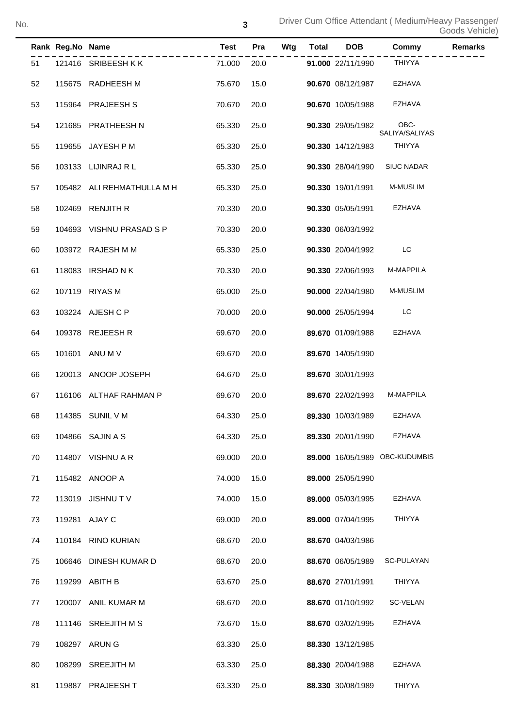| Rank | Reg.No | Name | Test | Pra | Wtg | Total | DOB | Commy | Remarks |
|---|---|---|---|---|---|---|---|---|---|
| 51 | 121416 | SRIBEESH K K | 71.000 | 20.0 | | **91.000** | 22/11/1990 | THIYYA | |
| 52 | 115675 | RADHEESH M | 75.670 | 15.0 | | **90.670** | 08/12/1987 | EZHAVA | |
| 53 | 115964 | PRAJEESH S | 70.670 | 20.0 | | **90.670** | 10/05/1988 | EZHAVA | |
| 54 | 121685 | PRATHEESH N | 65.330 | 25.0 | | **90.330** | 29/05/1982 | OBC-SALIYA/SALIYAS | |
| 55 | 119655 | JAYESH P M | 65.330 | 25.0 | | **90.330** | 14/12/1983 | THIYYA | |
| 56 | 103133 | LIJINRAJ R L | 65.330 | 25.0 | | **90.330** | 28/04/1990 | SIUC NADAR | |
| 57 | 105482 | ALI REHMATHULLA M H | 65.330 | 25.0 | | **90.330** | 19/01/1991 | M-MUSLIM | |
| 58 | 102469 | RENJITH R | 70.330 | 20.0 | | **90.330** | 05/05/1991 | EZHAVA | |
| 59 | 104693 | VISHNU PRASAD S P | 70.330 | 20.0 | | **90.330** | 06/03/1992 | | |
| 60 | 103972 | RAJESH M M | 65.330 | 25.0 | | **90.330** | 20/04/1992 | LC | |
| 61 | 118083 | IRSHAD N K | 70.330 | 20.0 | | **90.330** | 22/06/1993 | M-MAPPILA | |
| 62 | 107119 | RIYAS M | 65.000 | 25.0 | | **90.000** | 22/04/1980 | M-MUSLIM | |
| 63 | 103224 | AJESH C P | 70.000 | 20.0 | | **90.000** | 25/05/1994 | LC | |
| 64 | 109378 | REJEESH R | 69.670 | 20.0 | | **89.670** | 01/09/1988 | EZHAVA | |
| 65 | 101601 | ANU M V | 69.670 | 20.0 | | **89.670** | 14/05/1990 | | |
| 66 | 120013 | ANOOP JOSEPH | 64.670 | 25.0 | | **89.670** | 30/01/1993 | | |
| 67 | 116106 | ALTHAF RAHMAN P | 69.670 | 20.0 | | **89.670** | 22/02/1993 | M-MAPPILA | |
| 68 | 114385 | SUNIL V M | 64.330 | 25.0 | | **89.330** | 10/03/1989 | EZHAVA | |
| 69 | 104866 | SAJIN A S | 64.330 | 25.0 | | **89.330** | 20/01/1990 | EZHAVA | |
| 70 | 114807 | VISHNU A R | 69.000 | 20.0 | | **89.000** | 16/05/1989 | OBC-KUDUMBIS | |
| 71 | 115482 | ANOOP A | 74.000 | 15.0 | | **89.000** | 25/05/1990 | | |
| 72 | 113019 | JISHNU T V | 74.000 | 15.0 | | **89.000** | 05/03/1995 | EZHAVA | |
| 73 | 119281 | AJAY C | 69.000 | 20.0 | | **89.000** | 07/04/1995 | THIYYA | |
| 74 | 110184 | RINO KURIAN | 68.670 | 20.0 | | **88.670** | 04/03/1986 | | |
| 75 | 106646 | DINESH KUMAR D | 68.670 | 20.0 | | **88.670** | 06/05/1989 | SC-PULAYAN | |
| 76 | 119299 | ABITH B | 63.670 | 25.0 | | **88.670** | 27/01/1991 | THIYYA | |
| 77 | 120007 | ANIL KUMAR M | 68.670 | 20.0 | | **88.670** | 01/10/1992 | SC-VELAN | |
| 78 | 111146 | SREEJITH M S | 73.670 | 15.0 | | **88.670** | 03/02/1995 | EZHAVA | |
| 79 | 108297 | ARUN G | 63.330 | 25.0 | | **88.330** | 13/12/1985 | | |
| 80 | 108299 | SREEJITH M | 63.330 | 25.0 | | **88.330** | 20/04/1988 | EZHAVA | |
| 81 | 119887 | PRAJEESH T | 63.330 | 25.0 | | **88.330** | 30/08/1989 | THIYYA | |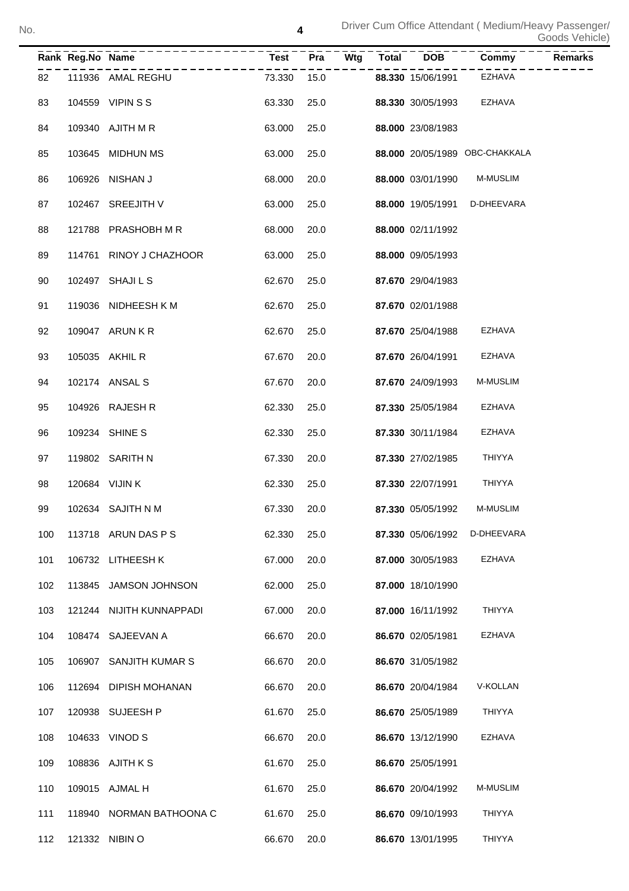| Rank | Reg.No | Name | Test | Pra | Wtg | Total | DOB | Commy | Remarks |
|---|---|---|---|---|---|---|---|---|---|
| 82 | 111936 | AMAL REGHU | 73.330 | 15.0 | | **88.330** | 15/06/1991 | EZHAVA | |
| 83 | 104559 | VIPIN S S | 63.330 | 25.0 | | **88.330** | 30/05/1993 | EZHAVA | |
| 84 | 109340 | AJITH M R | 63.000 | 25.0 | | **88.000** | 23/08/1983 | | |
| 85 | 103645 | MIDHUN MS | 63.000 | 25.0 | | **88.000** | 20/05/1989 | OBC-CHAKKALA | |
| 86 | 106926 | NISHAN J | 68.000 | 20.0 | | **88.000** | 03/01/1990 | M-MUSLIM | |
| 87 | 102467 | SREEJITH V | 63.000 | 25.0 | | **88.000** | 19/05/1991 | D-DHEEVARA | |
| 88 | 121788 | PRASHOBH M R | 68.000 | 20.0 | | **88.000** | 02/11/1992 | | |
| 89 | 114761 | RINOY J CHAZHOOR | 63.000 | 25.0 | | **88.000** | 09/05/1993 | | |
| 90 | 102497 | SHAJI L S | 62.670 | 25.0 | | **87.670** | 29/04/1983 | | |
| 91 | 119036 | NIDHEESH K M | 62.670 | 25.0 | | **87.670** | 02/01/1988 | | |
| 92 | 109047 | ARUN K R | 62.670 | 25.0 | | **87.670** | 25/04/1988 | EZHAVA | |
| 93 | 105035 | AKHIL R | 67.670 | 20.0 | | **87.670** | 26/04/1991 | EZHAVA | |
| 94 | 102174 | ANSAL S | 67.670 | 20.0 | | **87.670** | 24/09/1993 | M-MUSLIM | |
| 95 | 104926 | RAJESH R | 62.330 | 25.0 | | **87.330** | 25/05/1984 | EZHAVA | |
| 96 | 109234 | SHINE S | 62.330 | 25.0 | | **87.330** | 30/11/1984 | EZHAVA | |
| 97 | 119802 | SARITH N | 67.330 | 20.0 | | **87.330** | 27/02/1985 | THIYYA | |
| 98 | 120684 | VIJIN K | 62.330 | 25.0 | | **87.330** | 22/07/1991 | THIYYA | |
| 99 | 102634 | SAJITH N M | 67.330 | 20.0 | | **87.330** | 05/05/1992 | M-MUSLIM | |
| 100 | 113718 | ARUN DAS P S | 62.330 | 25.0 | | **87.330** | 05/06/1992 | D-DHEEVARA | |
| 101 | 106732 | LITHEESH K | 67.000 | 20.0 | | **87.000** | 30/05/1983 | EZHAVA | |
| 102 | 113845 | JAMSON JOHNSON | 62.000 | 25.0 | | **87.000** | 18/10/1990 | | |
| 103 | 121244 | NIJITH KUNNAPPADI | 67.000 | 20.0 | | **87.000** | 16/11/1992 | THIYYA | |
| 104 | 108474 | SAJEEVAN A | 66.670 | 20.0 | | **86.670** | 02/05/1981 | EZHAVA | |
| 105 | 106907 | SANJITH KUMAR S | 66.670 | 20.0 | | **86.670** | 31/05/1982 | | |
| 106 | 112694 | DIPISH MOHANAN | 66.670 | 20.0 | | **86.670** | 20/04/1984 | V-KOLLAN | |
| 107 | 120938 | SUJEESH P | 61.670 | 25.0 | | **86.670** | 25/05/1989 | THIYYA | |
| 108 | 104633 | VINOD S | 66.670 | 20.0 | | **86.670** | 13/12/1990 | EZHAVA | |
| 109 | 108836 | AJITH K S | 61.670 | 25.0 | | **86.670** | 25/05/1991 | | |
| 110 | 109015 | AJMAL H | 61.670 | 25.0 | | **86.670** | 20/04/1992 | M-MUSLIM | |
| 111 | 118940 | NORMAN BATHOONA C | 61.670 | 25.0 | | **86.670** | 09/10/1993 | THIYYA | |
| 112 | 121332 | NIBIN O | 66.670 | 20.0 | | **86.670** | 13/01/1995 | THIYYA | |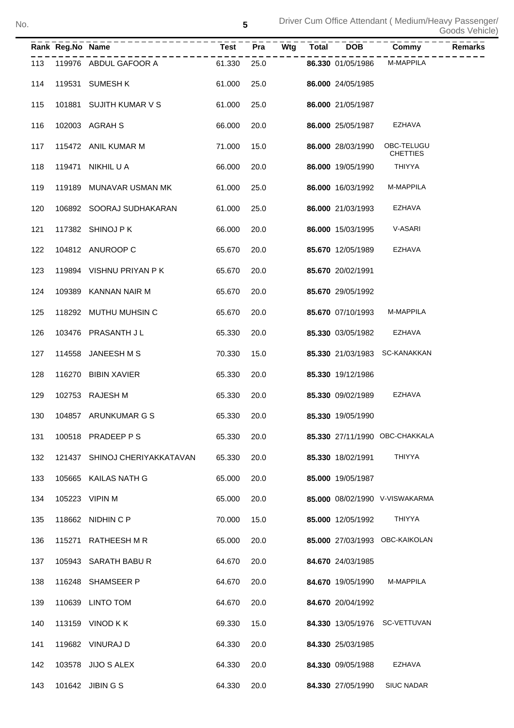| Rank | Reg.No | Name | Test | Pra | Wtg | Total | DOB | Commy | Remarks |
|---|---|---|---|---|---|---|---|---|---|
| 113 | 119976 | ABDUL GAFOOR A | 61.330 | 25.0 | | **86.330** | 01/05/1986 | M-MAPPILA | |
| 114 | 119531 | SUMESH K | 61.000 | 25.0 | | **86.000** | 24/05/1985 | | |
| 115 | 101881 | SUJITH KUMAR V S | 61.000 | 25.0 | | **86.000** | 21/05/1987 | | |
| 116 | 102003 | AGRAH S | 66.000 | 20.0 | | **86.000** | 25/05/1987 | EZHAVA | |
| 117 | 115472 | ANIL KUMAR M | 71.000 | 15.0 | | **86.000** | 28/03/1990 | OBC-TELUGU CHETTIES | |
| 118 | 119471 | NIKHIL U A | 66.000 | 20.0 | | **86.000** | 19/05/1990 | THIYYA | |
| 119 | 119189 | MUNAVAR USMAN MK | 61.000 | 25.0 | | **86.000** | 16/03/1992 | M-MAPPILA | |
| 120 | 106892 | SOORAJ SUDHAKARAN | 61.000 | 25.0 | | **86.000** | 21/03/1993 | EZHAVA | |
| 121 | 117382 | SHINOJ P K | 66.000 | 20.0 | | **86.000** | 15/03/1995 | V-ASARI | |
| 122 | 104812 | ANUROOP C | 65.670 | 20.0 | | **85.670** | 12/05/1989 | EZHAVA | |
| 123 | 119894 | VISHNU PRIYAN P K | 65.670 | 20.0 | | **85.670** | 20/02/1991 | | |
| 124 | 109389 | KANNAN NAIR M | 65.670 | 20.0 | | **85.670** | 29/05/1992 | | |
| 125 | 118292 | MUTHU MUHSIN C | 65.670 | 20.0 | | **85.670** | 07/10/1993 | M-MAPPILA | |
| 126 | 103476 | PRASANTH J L | 65.330 | 20.0 | | **85.330** | 03/05/1982 | EZHAVA | |
| 127 | 114558 | JANEESH M S | 70.330 | 15.0 | | **85.330** | 21/03/1983 | SC-KANAKKAN | |
| 128 | 116270 | BIBIN XAVIER | 65.330 | 20.0 | | **85.330** | 19/12/1986 | | |
| 129 | 102753 | RAJESH M | 65.330 | 20.0 | | **85.330** | 09/02/1989 | EZHAVA | |
| 130 | 104857 | ARUNKUMAR G S | 65.330 | 20.0 | | **85.330** | 19/05/1990 | | |
| 131 | 100518 | PRADEEP P S | 65.330 | 20.0 | | **85.330** | 27/11/1990 | OBC-CHAKKALA | |
| 132 | 121437 | SHINOJ CHERIYAKKATAVAN | 65.330 | 20.0 | | **85.330** | 18/02/1991 | THIYYA | |
| 133 | 105665 | KAILAS NATH G | 65.000 | 20.0 | | **85.000** | 19/05/1987 | | |
| 134 | 105223 | VIPIN M | 65.000 | 20.0 | | **85.000** | 08/02/1990 | V-VISWAKARMA | |
| 135 | 118662 | NIDHIN C P | 70.000 | 15.0 | | **85.000** | 12/05/1992 | THIYYA | |
| 136 | 115271 | RATHEESH M R | 65.000 | 20.0 | | **85.000** | 27/03/1993 | OBC-KAIKOLAN | |
| 137 | 105943 | SARATH BABU R | 64.670 | 20.0 | | **84.670** | 24/03/1985 | | |
| 138 | 116248 | SHAMSEER P | 64.670 | 20.0 | | **84.670** | 19/05/1990 | M-MAPPILA | |
| 139 | 110639 | LINTO TOM | 64.670 | 20.0 | | **84.670** | 20/04/1992 | | |
| 140 | 113159 | VINOD K K | 69.330 | 15.0 | | **84.330** | 13/05/1976 | SC-VETTUVAN | |
| 141 | 119682 | VINURAJ D | 64.330 | 20.0 | | **84.330** | 25/03/1985 | | |
| 142 | 103578 | JIJO S ALEX | 64.330 | 20.0 | | **84.330** | 09/05/1988 | EZHAVA | |
| 143 | 101642 | JIBIN G S | 64.330 | 20.0 | | **84.330** | 27/05/1990 | SIUC NADAR | |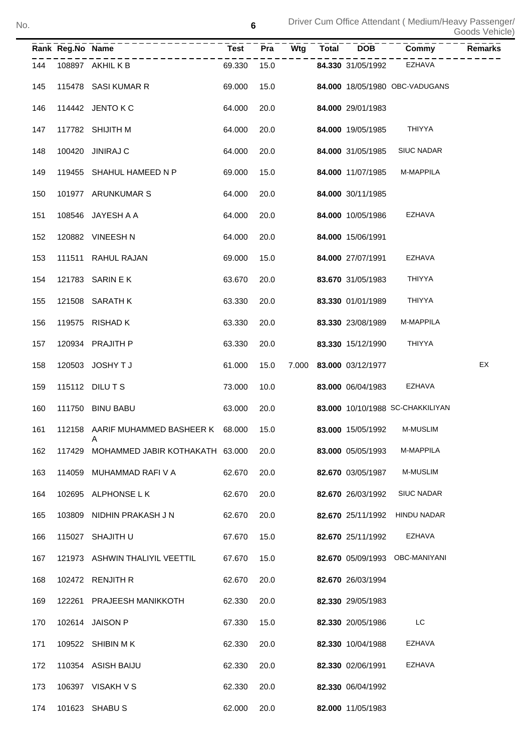| Rank | Reg.No | Name | Test | Pra | Wtg | Total | DOB | Commy | Remarks |
|---|---|---|---|---|---|---|---|---|---|
| 144 | 108897 | AKHIL K B | 69.330 | 15.0 | | **84.330** | 31/05/1992 | EZHAVA | |
| 145 | 115478 | SASI KUMAR R | 69.000 | 15.0 | | **84.000** | 18/05/1980 | OBC-VADUGANS | |
| 146 | 114442 | JENTO K C | 64.000 | 20.0 | | **84.000** | 29/01/1983 | | |
| 147 | 117782 | SHIJITH M | 64.000 | 20.0 | | **84.000** | 19/05/1985 | THIYYA | |
| 148 | 100420 | JINIRAJ C | 64.000 | 20.0 | | **84.000** | 31/05/1985 | SIUC NADAR | |
| 149 | 119455 | SHAHUL HAMEED N P | 69.000 | 15.0 | | **84.000** | 11/07/1985 | M-MAPPILA | |
| 150 | 101977 | ARUNKUMAR S | 64.000 | 20.0 | | **84.000** | 30/11/1985 | | |
| 151 | 108546 | JAYESH A A | 64.000 | 20.0 | | **84.000** | 10/05/1986 | EZHAVA | |
| 152 | 120882 | VINEESH N | 64.000 | 20.0 | | **84.000** | 15/06/1991 | | |
| 153 | 111511 | RAHUL RAJAN | 69.000 | 15.0 | | **84.000** | 27/07/1991 | EZHAVA | |
| 154 | 121783 | SARIN E K | 63.670 | 20.0 | | **83.670** | 31/05/1983 | THIYYA | |
| 155 | 121508 | SARATH K | 63.330 | 20.0 | | **83.330** | 01/01/1989 | THIYYA | |
| 156 | 119575 | RISHAD K | 63.330 | 20.0 | | **83.330** | 23/08/1989 | M-MAPPILA | |
| 157 | 120934 | PRAJITH P | 63.330 | 20.0 | | **83.330** | 15/12/1990 | THIYYA | |
| 158 | 120503 | JOSHY T J | 61.000 | 15.0 | 7.000 | **83.000** | 03/12/1977 | | EX |
| 159 | 115112 | DILU T S | 73.000 | 10.0 | | **83.000** | 06/04/1983 | EZHAVA | |
| 160 | 111750 | BINU BABU | 63.000 | 20.0 | | **83.000** | 10/10/1988 | SC-CHAKKILIYAN | |
| 161 | 112158 | AARIF MUHAMMED BASHEER K A | 68.000 | 15.0 | | **83.000** | 15/05/1992 | M-MUSLIM | |
| 162 | 117429 | MOHAMMED JABIR KOTHAKATH | 63.000 | 20.0 | | **83.000** | 05/05/1993 | M-MAPPILA | |
| 163 | 114059 | MUHAMMAD RAFI V A | 62.670 | 20.0 | | **82.670** | 03/05/1987 | M-MUSLIM | |
| 164 | 102695 | ALPHONSE L K | 62.670 | 20.0 | | **82.670** | 26/03/1992 | SIUC NADAR | |
| 165 | 103809 | NIDHIN PRAKASH J N | 62.670 | 20.0 | | **82.670** | 25/11/1992 | HINDU NADAR | |
| 166 | 115027 | SHAJITH U | 67.670 | 15.0 | | **82.670** | 25/11/1992 | EZHAVA | |
| 167 | 121973 | ASHWIN THALIYIL VEETTIL | 67.670 | 15.0 | | **82.670** | 05/09/1993 | OBC-MANIYANI | |
| 168 | 102472 | RENJITH R | 62.670 | 20.0 | | **82.670** | 26/03/1994 | | |
| 169 | 122261 | PRAJEESH MANIKKOTH | 62.330 | 20.0 | | **82.330** | 29/05/1983 | | |
| 170 | 102614 | JAISON P | 67.330 | 15.0 | | **82.330** | 20/05/1986 | LC | |
| 171 | 109522 | SHIBIN M K | 62.330 | 20.0 | | **82.330** | 10/04/1988 | EZHAVA | |
| 172 | 110354 | ASISH BAIJU | 62.330 | 20.0 | | **82.330** | 02/06/1991 | EZHAVA | |
| 173 | 106397 | VISAKH V S | 62.330 | 20.0 | | **82.330** | 06/04/1992 | | |
| 174 | 101623 | SHABU S | 62.000 | 20.0 | | **82.000** | 11/05/1983 | | |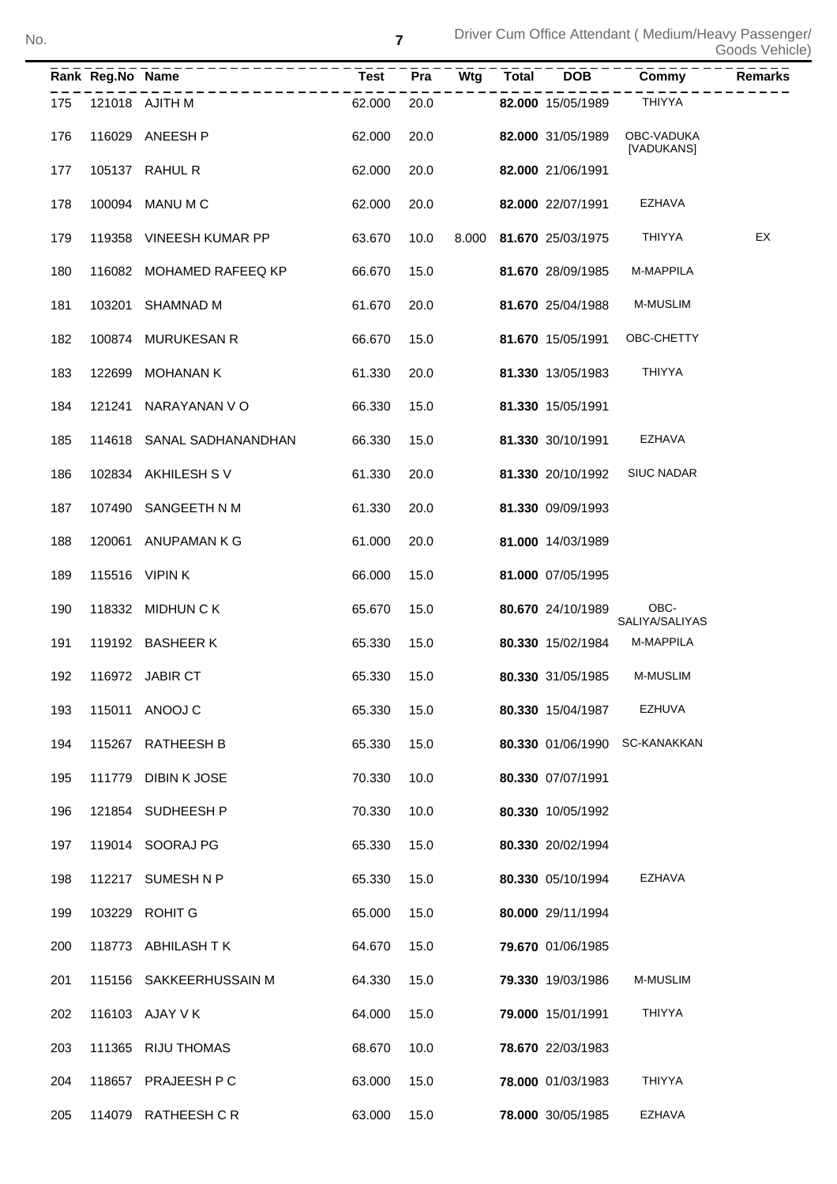| Rank | Reg.No | Name | Test | Pra | Wtg | Total | DOB | Commy | Remarks |
|---|---|---|---|---|---|---|---|---|---|
| 175 | 121018 | AJITH M | 62.000 | 20.0 | | **82.000** | 15/05/1989 | THIYYA | |
| 176 | 116029 | ANEESH P | 62.000 | 20.0 | | **82.000** | 31/05/1989 | OBC-VADUKA [VADUKANS] | |
| 177 | 105137 | RAHUL R | 62.000 | 20.0 | | **82.000** | 21/06/1991 | | |
| 178 | 100094 | MANU M C | 62.000 | 20.0 | | **82.000** | 22/07/1991 | EZHAVA | |
| 179 | 119358 | VINEESH KUMAR PP | 63.670 | 10.0 | 8.000 | **81.670** | 25/03/1975 | THIYYA | EX |
| 180 | 116082 | MOHAMED RAFEEQ KP | 66.670 | 15.0 | | **81.670** | 28/09/1985 | M-MAPPILA | |
| 181 | 103201 | SHAMNAD M | 61.670 | 20.0 | | **81.670** | 25/04/1988 | M-MUSLIM | |
| 182 | 100874 | MURUKESAN R | 66.670 | 15.0 | | **81.670** | 15/05/1991 | OBC-CHETTY | |
| 183 | 122699 | MOHANAN K | 61.330 | 20.0 | | **81.330** | 13/05/1983 | THIYYA | |
| 184 | 121241 | NARAYANAN V O | 66.330 | 15.0 | | **81.330** | 15/05/1991 | | |
| 185 | 114618 | SANAL SADHANANDHAN | 66.330 | 15.0 | | **81.330** | 30/10/1991 | EZHAVA | |
| 186 | 102834 | AKHILESH S V | 61.330 | 20.0 | | **81.330** | 20/10/1992 | SIUC NADAR | |
| 187 | 107490 | SANGEETH N M | 61.330 | 20.0 | | **81.330** | 09/09/1993 | | |
| 188 | 120061 | ANUPAMAN K G | 61.000 | 20.0 | | **81.000** | 14/03/1989 | | |
| 189 | 115516 | VIPIN K | 66.000 | 15.0 | | **81.000** | 07/05/1995 | | |
| 190 | 118332 | MIDHUN C K | 65.670 | 15.0 | | **80.670** | 24/10/1989 | OBC-SALIYA/SALIYAS | |
| 191 | 119192 | BASHEER K | 65.330 | 15.0 | | **80.330** | 15/02/1984 | M-MAPPILA | |
| 192 | 116972 | JABIR CT | 65.330 | 15.0 | | **80.330** | 31/05/1985 | M-MUSLIM | |
| 193 | 115011 | ANOOJ C | 65.330 | 15.0 | | **80.330** | 15/04/1987 | EZHUVA | |
| 194 | 115267 | RATHEESH B | 65.330 | 15.0 | | **80.330** | 01/06/1990 | SC-KANAKKAN | |
| 195 | 111779 | DIBIN K JOSE | 70.330 | 10.0 | | **80.330** | 07/07/1991 | | |
| 196 | 121854 | SUDHEESH P | 70.330 | 10.0 | | **80.330** | 10/05/1992 | | |
| 197 | 119014 | SOORAJ PG | 65.330 | 15.0 | | **80.330** | 20/02/1994 | | |
| 198 | 112217 | SUMESH N P | 65.330 | 15.0 | | **80.330** | 05/10/1994 | EZHAVA | |
| 199 | 103229 | ROHIT G | 65.000 | 15.0 | | **80.000** | 29/11/1994 | | |
| 200 | 118773 | ABHILASH T K | 64.670 | 15.0 | | **79.670** | 01/06/1985 | | |
| 201 | 115156 | SAKKEERHUSSAIN M | 64.330 | 15.0 | | **79.330** | 19/03/1986 | M-MUSLIM | |
| 202 | 116103 | AJAY V K | 64.000 | 15.0 | | **79.000** | 15/01/1991 | THIYYA | |
| 203 | 111365 | RIJU THOMAS | 68.670 | 10.0 | | **78.670** | 22/03/1983 | | |
| 204 | 118657 | PRAJEESH P C | 63.000 | 15.0 | | **78.000** | 01/03/1983 | THIYYA | |
| 205 | 114079 | RATHEESH C R | 63.000 | 15.0 | | **78.000** | 30/05/1985 | EZHAVA | |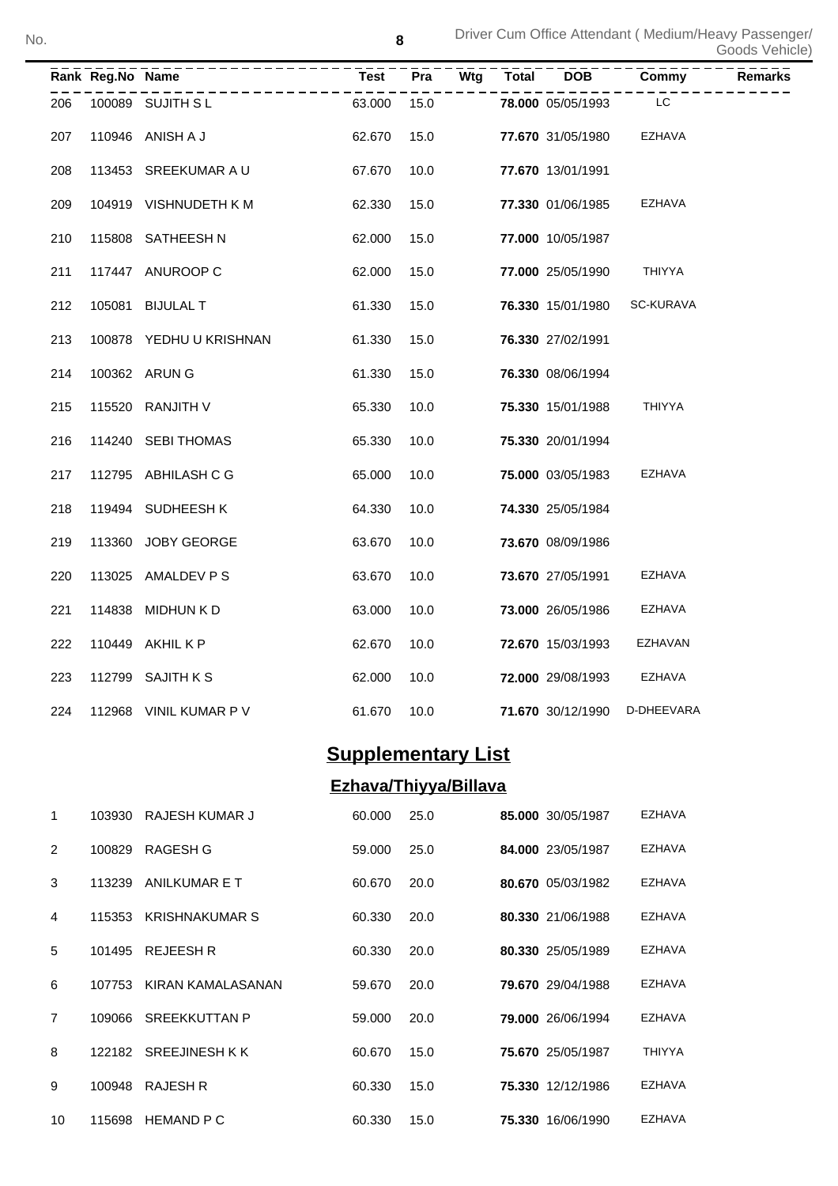| Rank | Reg.No | Name | Test | Pra | Wtg | Total | DOB | Commy | Remarks |
|---|---|---|---|---|---|---|---|---|---|
| 206 | 100089 | SUJITH S L | 63.000 | 15.0 | | **78.000** | 05/05/1993 | LC | |
| 207 | 110946 | ANISH A J | 62.670 | 15.0 | | **77.670** | 31/05/1980 | EZHAVA | |
| 208 | 113453 | SREEKUMAR A U | 67.670 | 10.0 | | **77.670** | 13/01/1991 | | |
| 209 | 104919 | VISHNUDETH K M | 62.330 | 15.0 | | **77.330** | 01/06/1985 | EZHAVA | |
| 210 | 115808 | SATHEESH N | 62.000 | 15.0 | | **77.000** | 10/05/1987 | | |
| 211 | 117447 | ANUROOP C | 62.000 | 15.0 | | **77.000** | 25/05/1990 | THIYYA | |
| 212 | 105081 | BIJULAL T | 61.330 | 15.0 | | **76.330** | 15/01/1980 | SC-KURAVA | |
| 213 | 100878 | YEDHU U KRISHNAN | 61.330 | 15.0 | | **76.330** | 27/02/1991 | | |
| 214 | 100362 | ARUN G | 61.330 | 15.0 | | **76.330** | 08/06/1994 | | |
| 215 | 115520 | RANJITH V | 65.330 | 10.0 | | **75.330** | 15/01/1988 | THIYYA | |
| 216 | 114240 | SEBI THOMAS | 65.330 | 10.0 | | **75.330** | 20/01/1994 | | |
| 217 | 112795 | ABHILASH C G | 65.000 | 10.0 | | **75.000** | 03/05/1983 | EZHAVA | |
| 218 | 119494 | SUDHEESH K | 64.330 | 10.0 | | **74.330** | 25/05/1984 | | |
| 219 | 113360 | JOBY GEORGE | 63.670 | 10.0 | | **73.670** | 08/09/1986 | | |
| 220 | 113025 | AMALDEV P S | 63.670 | 10.0 | | **73.670** | 27/05/1991 | EZHAVA | |
| 221 | 114838 | MIDHUN K D | 63.000 | 10.0 | | **73.000** | 26/05/1986 | EZHAVA | |
| 222 | 110449 | AKHIL K P | 62.670 | 10.0 | | **72.670** | 15/03/1993 | EZHAVAN | |
| 223 | 112799 | SAJITH K S | 62.000 | 10.0 | | **72.000** | 29/08/1993 | EZHAVA | |
| 224 | 112968 | VINIL KUMAR P V | 61.670 | 10.0 | | **71.670** | 30/12/1990 | D-DHEEVARA | |

## Supplementary List

### Ezhava/Thiyya/Billava

| Rank | Reg.No | Name | Test | Pra | Wtg | Total | DOB | Commy | Remarks |
|---|---|---|---|---|---|---|---|---|---|
| 1 | 103930 | RAJESH KUMAR J | 60.000 | 25.0 | | **85.000** | 30/05/1987 | EZHAVA | |
| 2 | 100829 | RAGESH G | 59.000 | 25.0 | | **84.000** | 23/05/1987 | EZHAVA | |
| 3 | 113239 | ANILKUMAR E T | 60.670 | 20.0 | | **80.670** | 05/03/1982 | EZHAVA | |
| 4 | 115353 | KRISHNAKUMAR S | 60.330 | 20.0 | | **80.330** | 21/06/1988 | EZHAVA | |
| 5 | 101495 | REJEESH R | 60.330 | 20.0 | | **80.330** | 25/05/1989 | EZHAVA | |
| 6 | 107753 | KIRAN KAMALASANAN | 59.670 | 20.0 | | **79.670** | 29/04/1988 | EZHAVA | |
| 7 | 109066 | SREEKKUTTAN P | 59.000 | 20.0 | | **79.000** | 26/06/1994 | EZHAVA | |
| 8 | 122182 | SREEJINESH K K | 60.670 | 15.0 | | **75.670** | 25/05/1987 | THIYYA | |
| 9 | 100948 | RAJESH R | 60.330 | 15.0 | | **75.330** | 12/12/1986 | EZHAVA | |
| 10 | 115698 | HEMAND P C | 60.330 | 15.0 | | **75.330** | 16/06/1990 | EZHAVA | |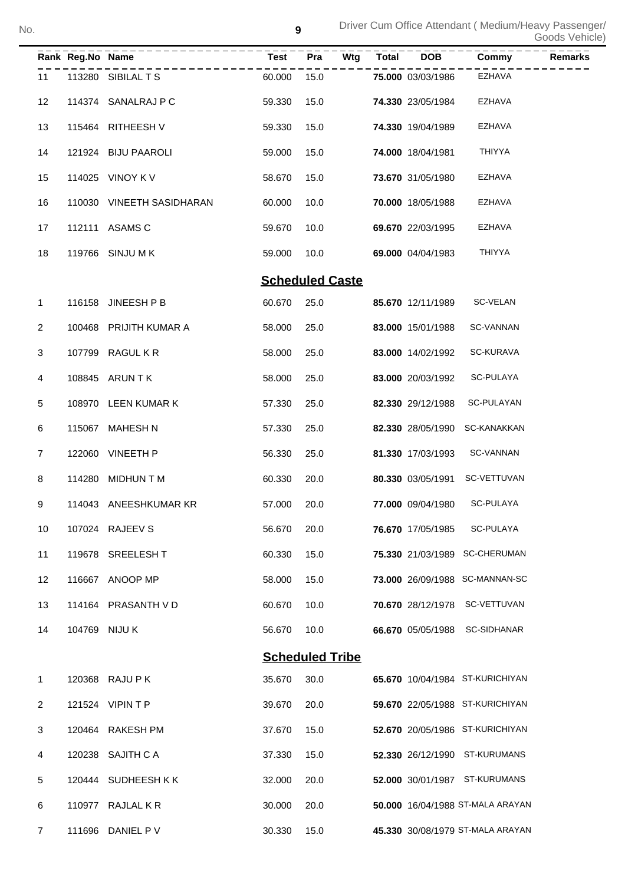| Rank | Reg.No | Name | Test | Pra | Wtg | Total | DOB | Commy | Remarks |
|---|---|---|---|---|---|---|---|---|---|
| 11 | 113280 | SIBILAL T S | 60.000 | 15.0 | | **75.000** | 03/03/1986 | EZHAVA | |
| 12 | 114374 | SANALRAJ P C | 59.330 | 15.0 | | **74.330** | 23/05/1984 | EZHAVA | |
| 13 | 115464 | RITHEESH V | 59.330 | 15.0 | | **74.330** | 19/04/1989 | EZHAVA | |
| 14 | 121924 | BIJU PAAROLI | 59.000 | 15.0 | | **74.000** | 18/04/1981 | THIYYA | |
| 15 | 114025 | VINOY K V | 58.670 | 15.0 | | **73.670** | 31/05/1980 | EZHAVA | |
| 16 | 110030 | VINEETH SASIDHARAN | 60.000 | 10.0 | | **70.000** | 18/05/1988 | EZHAVA | |
| 17 | 112111 | ASAMS C | 59.670 | 10.0 | | **69.670** | 22/03/1995 | EZHAVA | |
| 18 | 119766 | SINJU M K | 59.000 | 10.0 | | **69.000** | 04/04/1983 | THIYYA | |

## Scheduled Caste

| Rank | Reg.No | Name | Test | Pra | Wtg | Total | DOB | Commy | Remarks |
|---|---|---|---|---|---|---|---|---|---|
| 1 | 116158 | JINEESH P B | 60.670 | 25.0 | | **85.670** | 12/11/1989 | SC-VELAN | |
| 2 | 100468 | PRIJITH KUMAR A | 58.000 | 25.0 | | **83.000** | 15/01/1988 | SC-VANNAN | |
| 3 | 107799 | RAGUL K R | 58.000 | 25.0 | | **83.000** | 14/02/1992 | SC-KURAVA | |
| 4 | 108845 | ARUN T K | 58.000 | 25.0 | | **83.000** | 20/03/1992 | SC-PULAYA | |
| 5 | 108970 | LEEN KUMAR K | 57.330 | 25.0 | | **82.330** | 29/12/1988 | SC-PULAYAN | |
| 6 | 115067 | MAHESH N | 57.330 | 25.0 | | **82.330** | 28/05/1990 | SC-KANAKKAN | |
| 7 | 122060 | VINEETH P | 56.330 | 25.0 | | **81.330** | 17/03/1993 | SC-VANNAN | |
| 8 | 114280 | MIDHUN T M | 60.330 | 20.0 | | **80.330** | 03/05/1991 | SC-VETTUVAN | |
| 9 | 114043 | ANEESHKUMAR KR | 57.000 | 20.0 | | **77.000** | 09/04/1980 | SC-PULAYA | |
| 10 | 107024 | RAJEEV S | 56.670 | 20.0 | | **76.670** | 17/05/1985 | SC-PULAYA | |
| 11 | 119678 | SREELESH T | 60.330 | 15.0 | | **75.330** | 21/03/1989 | SC-CHERUMAN | |
| 12 | 116667 | ANOOP MP | 58.000 | 15.0 | | **73.000** | 26/09/1988 | SC-MANNAN-SC | |
| 13 | 114164 | PRASANTH V D | 60.670 | 10.0 | | **70.670** | 28/12/1978 | SC-VETTUVAN | |
| 14 | 104769 | NIJU K | 56.670 | 10.0 | | **66.670** | 05/05/1988 | SC-SIDHANAR | |

## Scheduled Tribe

| Rank | Reg.No | Name | Test | Pra | Wtg | Total | DOB | Commy | Remarks |
|---|---|---|---|---|---|---|---|---|---|
| 1 | 120368 | RAJU P K | 35.670 | 30.0 | | **65.670** | 10/04/1984 | ST-KURICHIYAN | |
| 2 | 121524 | VIPIN T P | 39.670 | 20.0 | | **59.670** | 22/05/1988 | ST-KURICHIYAN | |
| 3 | 120464 | RAKESH PM | 37.670 | 15.0 | | **52.670** | 20/05/1986 | ST-KURICHIYAN | |
| 4 | 120238 | SAJITH C A | 37.330 | 15.0 | | **52.330** | 26/12/1990 | ST-KURUMANS | |
| 5 | 120444 | SUDHEESH K K | 32.000 | 20.0 | | **52.000** | 30/01/1987 | ST-KURUMANS | |
| 6 | 110977 | RAJLAL K R | 30.000 | 20.0 | | **50.000** | 16/04/1988 | ST-MALA ARAYAN | |
| 7 | 111696 | DANIEL P V | 30.330 | 15.0 | | **45.330** | 30/08/1979 | ST-MALA ARAYAN | |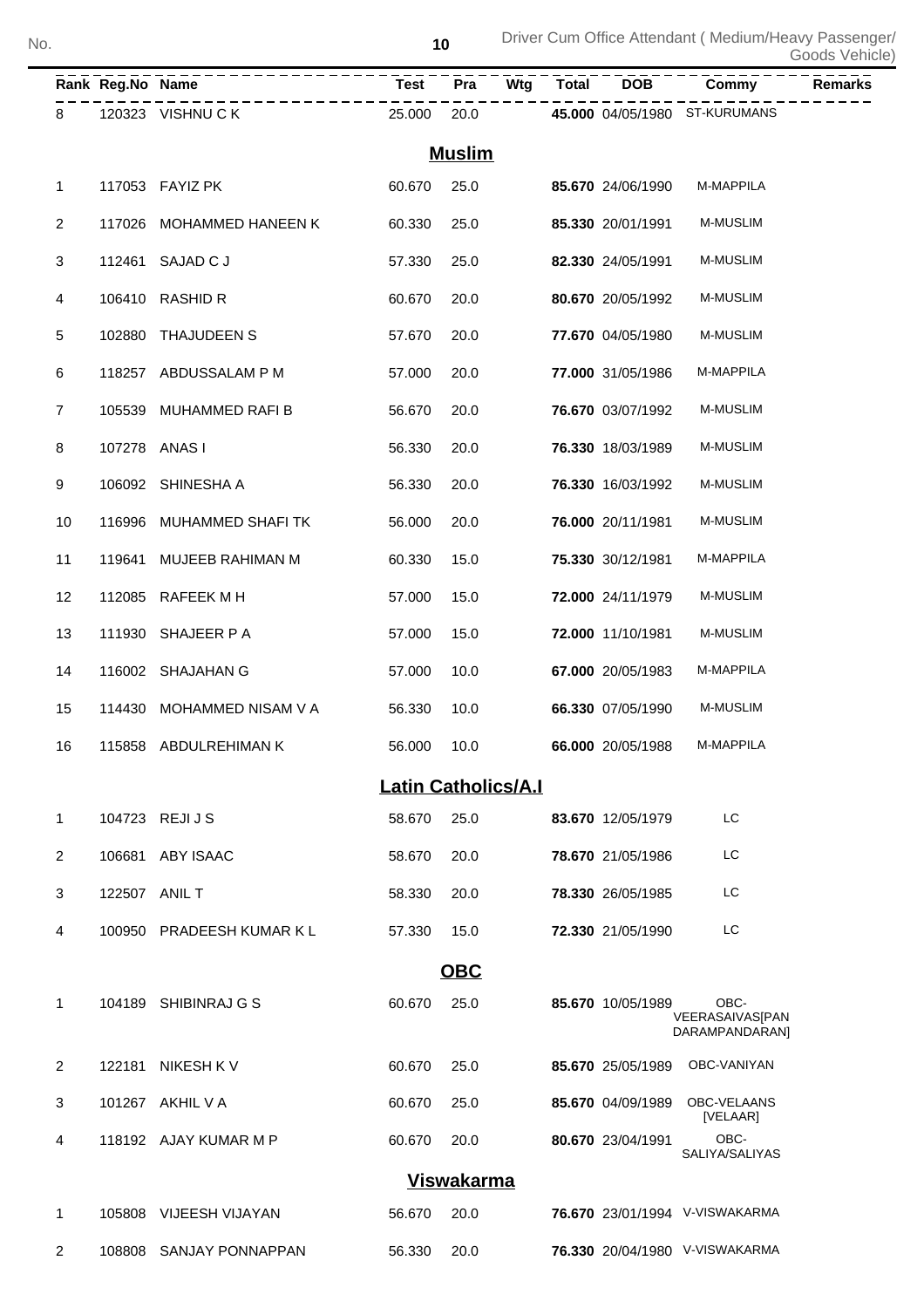| Rank | Reg.No | Name | Test | Pra | Wtg | Total | DOB | Commy | Remarks |
|---|---|---|---|---|---|---|---|---|---|
| 8 | 120323 | VISHNU C K | 25.000 | 20.0 | | **45.000** | 04/05/1980 | ST-KURUMANS | |
| | | | | **Muslim** | | | | | |
| 1 | 117053 | FAYIZ PK | 60.670 | 25.0 | | **85.670** | 24/06/1990 | M-MAPPILA | |
| 2 | 117026 | MOHAMMED HANEEN K | 60.330 | 25.0 | | **85.330** | 20/01/1991 | M-MUSLIM | |
| 3 | 112461 | SAJAD C J | 57.330 | 25.0 | | **82.330** | 24/05/1991 | M-MUSLIM | |
| 4 | 106410 | RASHID R | 60.670 | 20.0 | | **80.670** | 20/05/1992 | M-MUSLIM | |
| 5 | 102880 | THAJUDEEN S | 57.670 | 20.0 | | **77.670** | 04/05/1980 | M-MUSLIM | |
| 6 | 118257 | ABDUSSALAM P M | 57.000 | 20.0 | | **77.000** | 31/05/1986 | M-MAPPILA | |
| 7 | 105539 | MUHAMMED RAFI B | 56.670 | 20.0 | | **76.670** | 03/07/1992 | M-MUSLIM | |
| 8 | 107278 | ANAS I | 56.330 | 20.0 | | **76.330** | 18/03/1989 | M-MUSLIM | |
| 9 | 106092 | SHINESHA A | 56.330 | 20.0 | | **76.330** | 16/03/1992 | M-MUSLIM | |
| 10 | 116996 | MUHAMMED SHAFI TK | 56.000 | 20.0 | | **76.000** | 20/11/1981 | M-MUSLIM | |
| 11 | 119641 | MUJEEB RAHIMAN M | 60.330 | 15.0 | | **75.330** | 30/12/1981 | M-MAPPILA | |
| 12 | 112085 | RAFEEK M H | 57.000 | 15.0 | | **72.000** | 24/11/1979 | M-MUSLIM | |
| 13 | 111930 | SHAJEER P A | 57.000 | 15.0 | | **72.000** | 11/10/1981 | M-MUSLIM | |
| 14 | 116002 | SHAJAHAN G | 57.000 | 10.0 | | **67.000** | 20/05/1983 | M-MAPPILA | |
| 15 | 114430 | MOHAMMED NISAM V A | 56.330 | 10.0 | | **66.330** | 07/05/1990 | M-MUSLIM | |
| 16 | 115858 | ABDULREHIMAN K | 56.000 | 10.0 | | **66.000** | 20/05/1988 | M-MAPPILA | |
| | | | | **Latin Catholics/A.I** | | | | | |
| 1 | 104723 | REJI J S | 58.670 | 25.0 | | **83.670** | 12/05/1979 | LC | |
| 2 | 106681 | ABY ISAAC | 58.670 | 20.0 | | **78.670** | 21/05/1986 | LC | |
| 3 | 122507 | ANIL T | 58.330 | 20.0 | | **78.330** | 26/05/1985 | LC | |
| 4 | 100950 | PRADEESH KUMAR K L | 57.330 | 15.0 | | **72.330** | 21/05/1990 | LC | |
| | | | | **OBC** | | | | | |
| 1 | 104189 | SHIBINRAJ G S | 60.670 | 25.0 | | **85.670** | 10/05/1989 | OBC-VEERASAIVAS[PANDARAMPANDARAN] | |
| 2 | 122181 | NIKESH K V | 60.670 | 25.0 | | **85.670** | 25/05/1989 | OBC-VANIYAN | |
| 3 | 101267 | AKHIL V A | 60.670 | 25.0 | | **85.670** | 04/09/1989 | OBC-VELAANS [VELAAR] | |
| 4 | 118192 | AJAY KUMAR M P | 60.670 | 20.0 | | **80.670** | 23/04/1991 | OBC-SALIYA/SALIYAS | |
| | | | | **Viswakarma** | | | | | |
| 1 | 105808 | VIJEESH VIJAYAN | 56.670 | 20.0 | | **76.670** | 23/01/1994 | V-VISWAKARMA | |
| 2 | 108808 | SANJAY PONNAPPAN | 56.330 | 20.0 | | **76.330** | 20/04/1980 | V-VISWAKARMA | |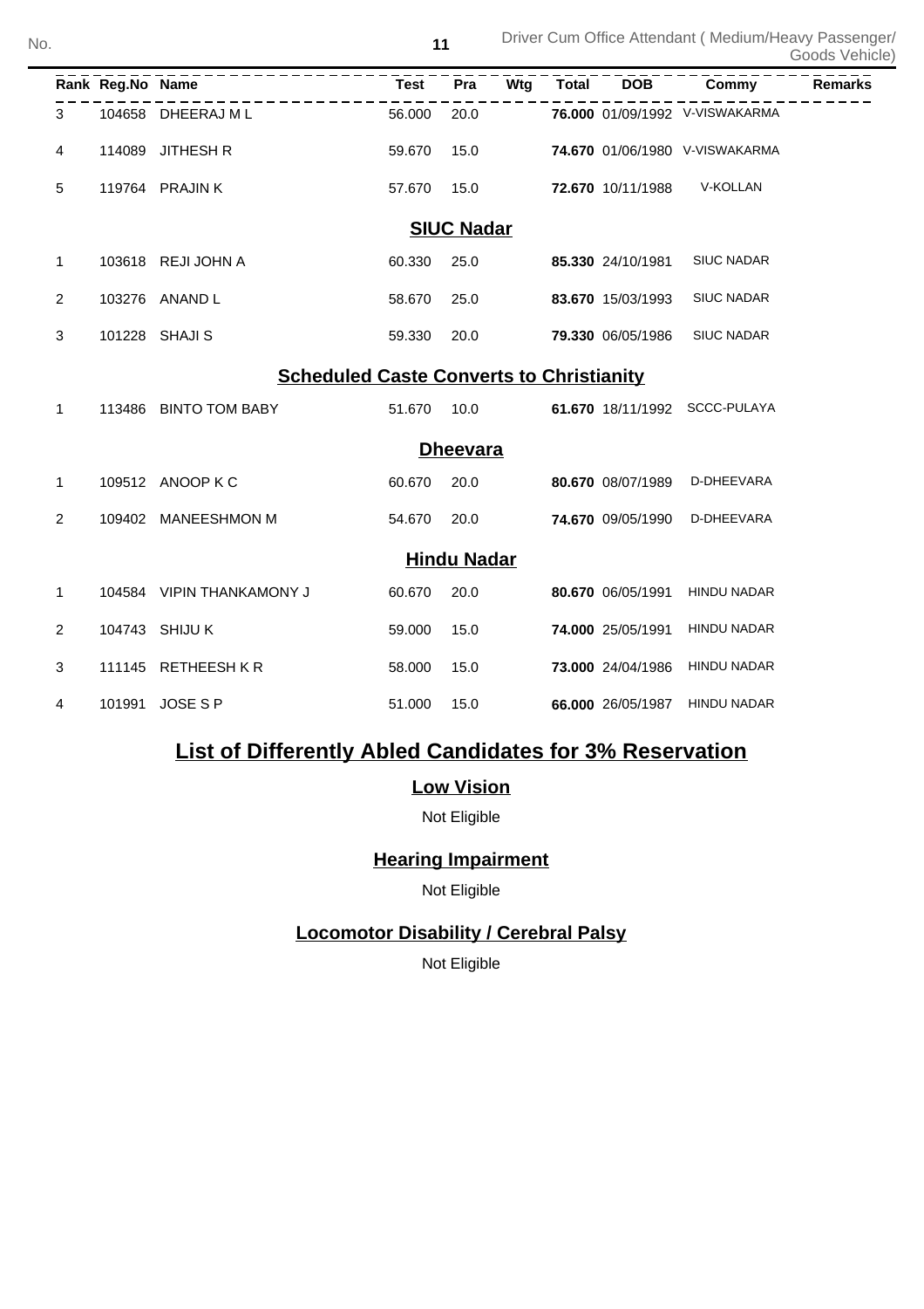| Rank | Reg.No | Name | Test | Pra | Wtg | Total | DOB | Commy | Remarks |
|---|---|---|---|---|---|---|---|---|---|
| 3 | 104658 | DHEERAJ M L | 56.000 | 20.0 | | **76.000** | 01/09/1992 | V-VISWAKARMA | |
| 4 | 114089 | JITHESH R | 59.670 | 15.0 | | **74.670** | 01/06/1980 | V-VISWAKARMA | |
| 5 | 119764 | PRAJIN K | 57.670 | 15.0 | | **72.670** | 10/11/1988 | V-KOLLAN | |

### SIUC Nadar

| Rank | Reg.No | Name | Test | Pra | Wtg | Total | DOB | Commy | Remarks |
|---|---|---|---|---|---|---|---|---|---|
| 1 | 103618 | REJI JOHN A | 60.330 | 25.0 | | **85.330** | 24/10/1981 | SIUC NADAR | |
| 2 | 103276 | ANAND L | 58.670 | 25.0 | | **83.670** | 15/03/1993 | SIUC NADAR | |
| 3 | 101228 | SHAJI S | 59.330 | 20.0 | | **79.330** | 06/05/1986 | SIUC NADAR | |

### Scheduled Caste Converts to Christianity

| Rank | Reg.No | Name | Test | Pra | Wtg | Total | DOB | Commy | Remarks |
|---|---|---|---|---|---|---|---|---|---|
| 1 | 113486 | BINTO TOM BABY | 51.670 | 10.0 | | **61.670** | 18/11/1992 | SCCC-PULAYA | |

### Dheevara

| Rank | Reg.No | Name | Test | Pra | Wtg | Total | DOB | Commy | Remarks |
|---|---|---|---|---|---|---|---|---|---|
| 1 | 109512 | ANOOP K C | 60.670 | 20.0 | | **80.670** | 08/07/1989 | D-DHEEVARA | |
| 2 | 109402 | MANEESHMON M | 54.670 | 20.0 | | **74.670** | 09/05/1990 | D-DHEEVARA | |

### Hindu Nadar

| Rank | Reg.No | Name | Test | Pra | Wtg | Total | DOB | Commy | Remarks |
|---|---|---|---|---|---|---|---|---|---|
| 1 | 104584 | VIPIN THANKAMONY J | 60.670 | 20.0 | | **80.670** | 06/05/1991 | HINDU NADAR | |
| 2 | 104743 | SHIJU K | 59.000 | 15.0 | | **74.000** | 25/05/1991 | HINDU NADAR | |
| 3 | 111145 | RETHEESH K R | 58.000 | 15.0 | | **73.000** | 24/04/1986 | HINDU NADAR | |
| 4 | 101991 | JOSE S P | 51.000 | 15.0 | | **66.000** | 26/05/1987 | HINDU NADAR | |

## List of Differently Abled Candidates for 3% Reservation

### Low Vision

Not Eligible

### Hearing Impairment

Not Eligible

### Locomotor Disability / Cerebral Palsy

Not Eligible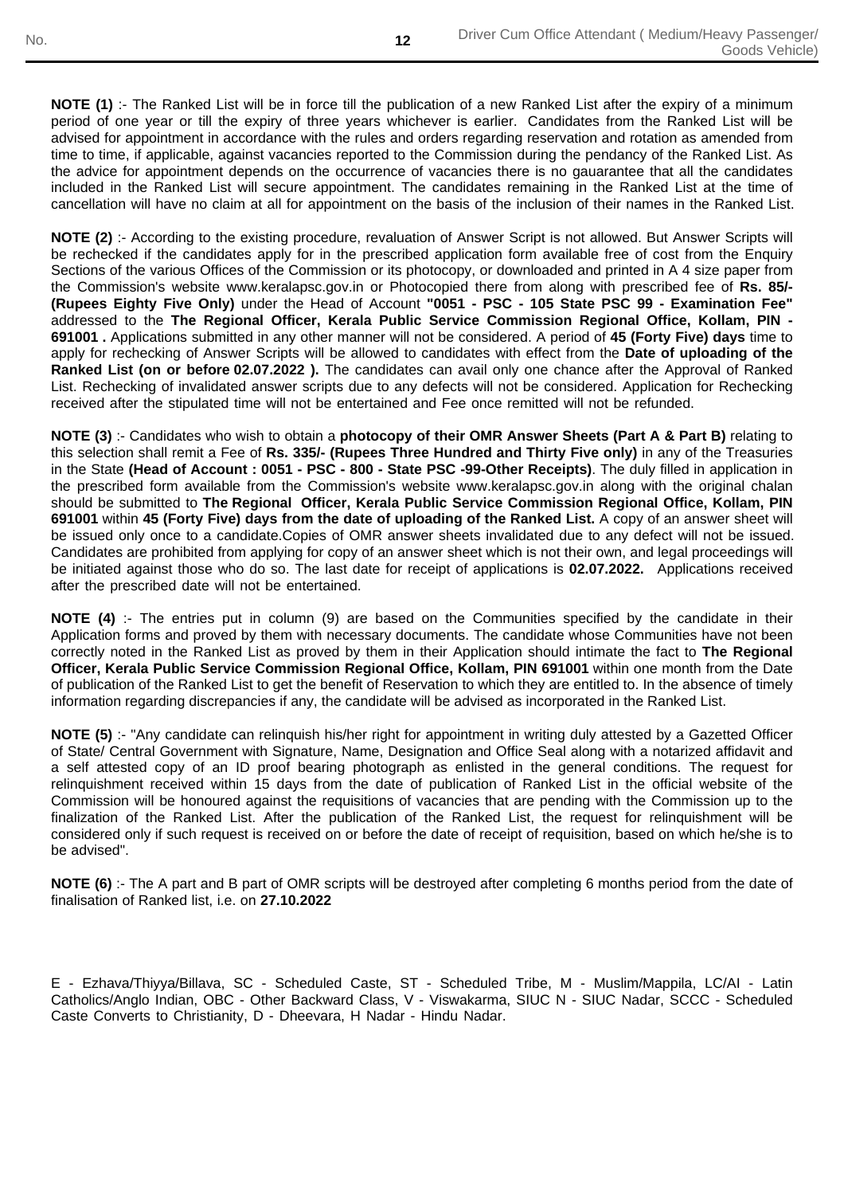**NOTE (1)** :- The Ranked List will be in force till the publication of a new Ranked List after the expiry of a minimum period of one year or till the expiry of three years whichever is earlier. Candidates from the Ranked List will be advised for appointment in accordance with the rules and orders regarding reservation and rotation as amended from time to time, if applicable, against vacancies reported to the Commission during the pendancy of the Ranked List. As the advice for appointment depends on the occurrence of vacancies there is no gauarantee that all the candidates included in the Ranked List will secure appointment. The candidates remaining in the Ranked List at the time of cancellation will have no claim at all for appointment on the basis of the inclusion of their names in the Ranked List.

**NOTE (2)** :- According to the existing procedure, revaluation of Answer Script is not allowed. But Answer Scripts will be rechecked if the candidates apply for in the prescribed application form available free of cost from the Enquiry Sections of the various Offices of the Commission or its photocopy, or downloaded and printed in A 4 size paper from the Commission's website www.keralapsc.gov.in or Photocopied there from along with prescribed fee of **Rs. 85/- (Rupees Eighty Five Only)** under the Head of Account **"0051 - PSC - 105 State PSC 99 - Examination Fee"** addressed to the **The Regional Officer, Kerala Public Service Commission Regional Office, Kollam, PIN - 691001 .** Applications submitted in any other manner will not be considered. A period of **45 (Forty Five) days** time to apply for rechecking of Answer Scripts will be allowed to candidates with effect from the **Date of uploading of the Ranked List (on or before 02.07.2022 ).** The candidates can avail only one chance after the Approval of Ranked List. Rechecking of invalidated answer scripts due to any defects will not be considered. Application for Rechecking received after the stipulated time will not be entertained and Fee once remitted will not be refunded.

**NOTE (3)** :- Candidates who wish to obtain a **photocopy of their OMR Answer Sheets (Part A & Part B)** relating to this selection shall remit a Fee of **Rs. 335/- (Rupees Three Hundred and Thirty Five only)** in any of the Treasuries in the State **(Head of Account : 0051 - PSC - 800 - State PSC -99-Other Receipts)**. The duly filled in application in the prescribed form available from the Commission's website www.keralapsc.gov.in along with the original chalan should be submitted to **The Regional Officer, Kerala Public Service Commission Regional Office, Kollam, PIN 691001** within **45 (Forty Five) days from the date of uploading of the Ranked List.** A copy of an answer sheet will be issued only once to a candidate.Copies of OMR answer sheets invalidated due to any defect will not be issued. Candidates are prohibited from applying for copy of an answer sheet which is not their own, and legal proceedings will be initiated against those who do so. The last date for receipt of applications is **02.07.2022.** Applications received after the prescribed date will not be entertained.

**NOTE (4)** :- The entries put in column (9) are based on the Communities specified by the candidate in their Application forms and proved by them with necessary documents. The candidate whose Communities have not been correctly noted in the Ranked List as proved by them in their Application should intimate the fact to **The Regional Officer, Kerala Public Service Commission Regional Office, Kollam, PIN 691001** within one month from the Date of publication of the Ranked List to get the benefit of Reservation to which they are entitled to. In the absence of timely information regarding discrepancies if any, the candidate will be advised as incorporated in the Ranked List.

**NOTE (5)** :- "Any candidate can relinquish his/her right for appointment in writing duly attested by a Gazetted Officer of State/ Central Government with Signature, Name, Designation and Office Seal along with a notarized affidavit and a self attested copy of an ID proof bearing photograph as enlisted in the general conditions. The request for relinquishment received within 15 days from the date of publication of Ranked List in the official website of the Commission will be honoured against the requisitions of vacancies that are pending with the Commission up to the finalization of the Ranked List. After the publication of the Ranked List, the request for relinquishment will be considered only if such request is received on or before the date of receipt of requisition, based on which he/she is to be advised".

**NOTE (6)** :- The A part and B part of OMR scripts will be destroyed after completing 6 months period from the date of finalisation of Ranked list, i.e. on **27.10.2022**

E - Ezhava/Thiyya/Billava, SC - Scheduled Caste, ST - Scheduled Tribe, M - Muslim/Mappila, LC/AI - Latin Catholics/Anglo Indian, OBC - Other Backward Class, V - Viswakarma, SIUC N - SIUC Nadar, SCCC - Scheduled Caste Converts to Christianity, D - Dheevara, H Nadar - Hindu Nadar.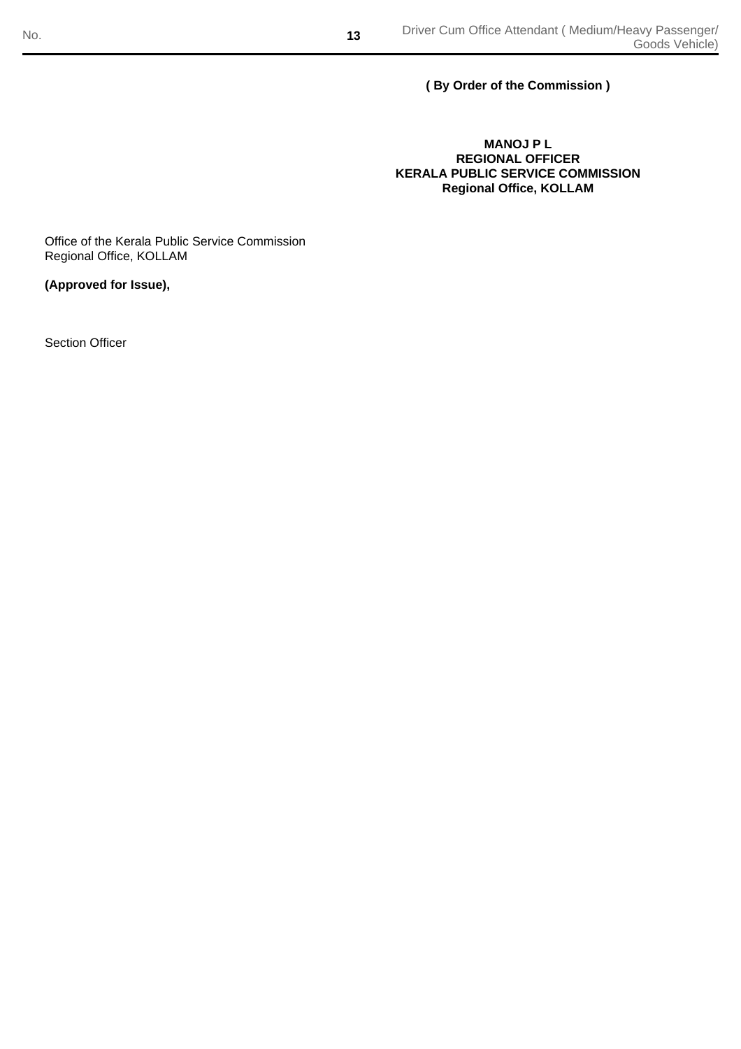**( By Order of the Commission )**

**MANOJ P L**
**REGIONAL OFFICER**
**KERALA PUBLIC SERVICE COMMISSION**
**Regional Office, KOLLAM**

Office of the Kerala Public Service Commission
Regional Office, KOLLAM

**(Approved for Issue),**

Section Officer